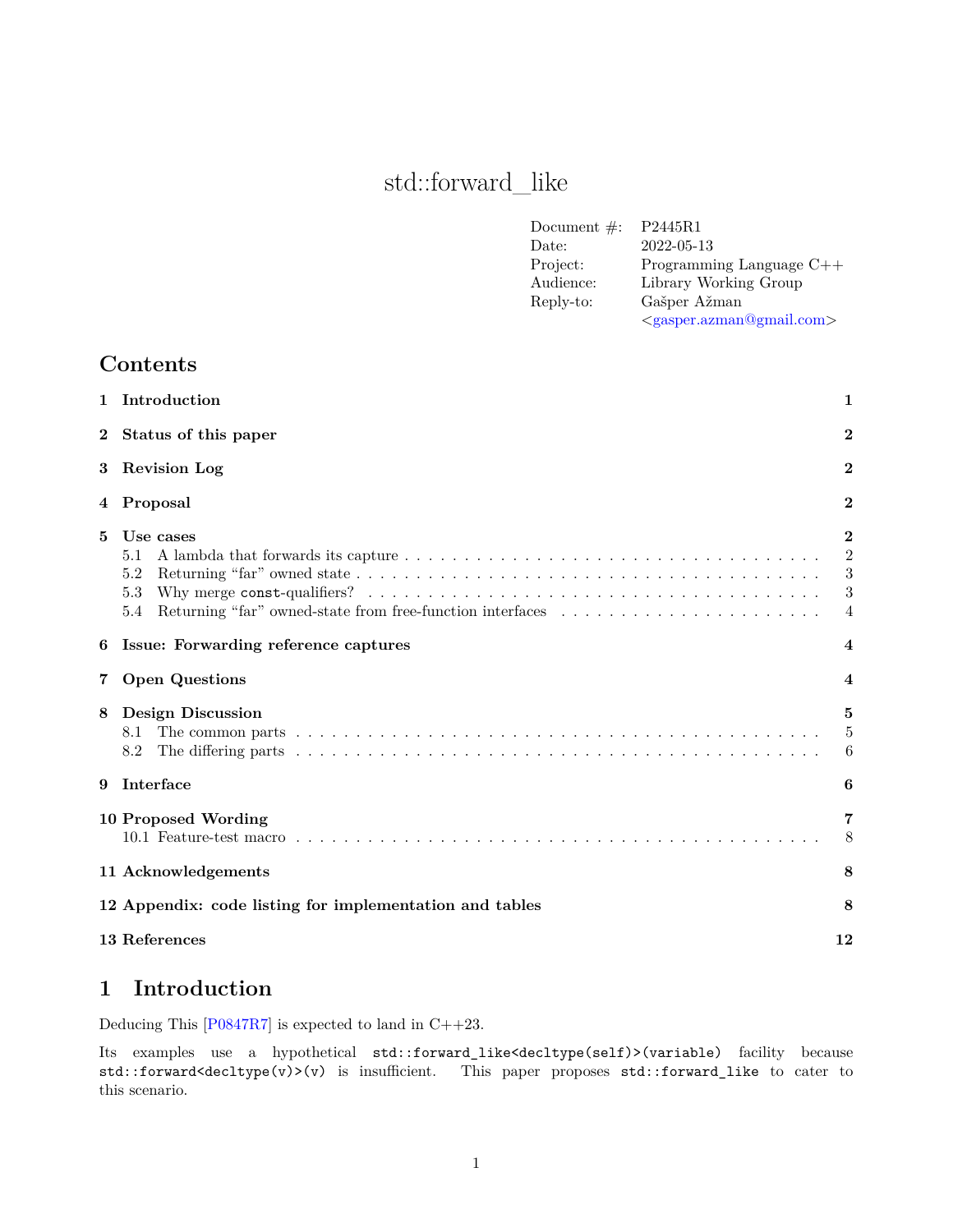# std::forward_like

| | |
|---|---|
| Document #: | P2445R1 |
| Date: | 2022-05-13 |
| Project: | Programming Language C++ |
| Audience: | Library Working Group |
| Reply-to: | Gašper Ažman <gasper.azman@gmail.com> |

## Contents

- 1 Introduction — 1
- 2 Status of this paper — 2
- 3 Revision Log — 2
- 4 Proposal — 2
- 5 Use cases — 2
  - 5.1 A lambda that forwards its capture — 2
  - 5.2 Returning "far" owned state — 3
  - 5.3 Why merge `const`-qualifiers? — 3
  - 5.4 Returning "far" owned-state from free-function interfaces — 4
- 6 Issue: Forwarding reference captures — 4
- 7 Open Questions — 4
- 8 Design Discussion — 5
  - 8.1 The common parts — 5
  - 8.2 The differing parts — 6
- 9 Interface — 6
- 10 Proposed Wording — 7
  - 10.1 Feature-test macro — 8
- 11 Acknowledgements — 8
- 12 Appendix: code listing for implementation and tables — 8
- 13 References — 12

## 1 Introduction

Deducing This [P0847R7] is expected to land in C++23.

Its examples use a hypothetical `std::forward_like<decltype(self)>(variable)` facility because `std::forward<decltype(v)>(v)` is insufficient. This paper proposes `std::forward_like` to cater to this scenario.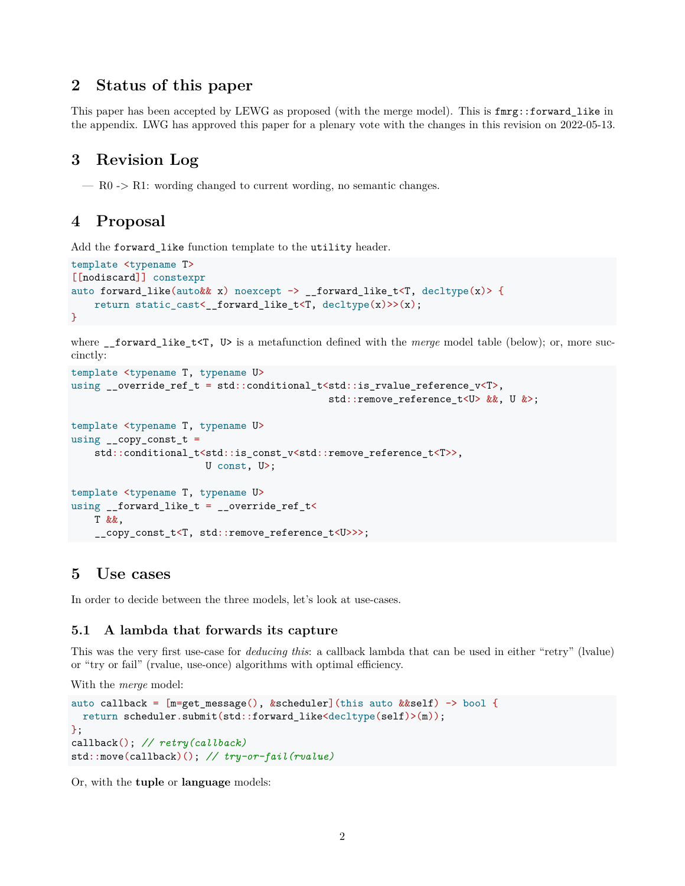## 2 Status of this paper

This paper has been accepted by LEWG as proposed (with the merge model). This is `fmrg::forward_like` in the appendix. LWG has approved this paper for a plenary vote with the changes in this revision on 2022-05-13.

## 3 Revision Log

— R0 -> R1: wording changed to current wording, no semantic changes.

## 4 Proposal

Add the `forward_like` function template to the `utility` header.

```
template <typename T>
[[nodiscard]] constexpr
auto forward_like(auto&& x) noexcept -> __forward_like_t<T, decltype(x)> {
    return static_cast<__forward_like_t<T, decltype(x)>>(x);
}
```

where `__forward_like_t<T, U>` is a metafunction defined with the *merge* model table (below); or, more succinctly:

```
template <typename T, typename U>
using __override_ref_t = std::conditional_t<std::is_rvalue_reference_v<T>,
                                            std::remove_reference_t<U> &&, U &>;

template <typename T, typename U>
using __copy_const_t =
    std::conditional_t<std::is_const_v<std::remove_reference_t<T>>,
                       U const, U>;

template <typename T, typename U>
using __forward_like_t = __override_ref_t<
    T &&,
    __copy_const_t<T, std::remove_reference_t<U>>>;
```

## 5 Use cases

In order to decide between the three models, let's look at use-cases.

### 5.1 A lambda that forwards its capture

This was the very first use-case for *deducing this*: a callback lambda that can be used in either "retry" (lvalue) or "try or fail" (rvalue, use-once) algorithms with optimal efficiency.

With the *merge* model:

```
auto callback = [m=get_message(), &scheduler](this auto &&self) -> bool {
  return scheduler.submit(std::forward_like<decltype(self)>(m));
};
callback(); // retry(callback)
std::move(callback)(); // try-or-fail(rvalue)
```

Or, with the **tuple** or **language** models: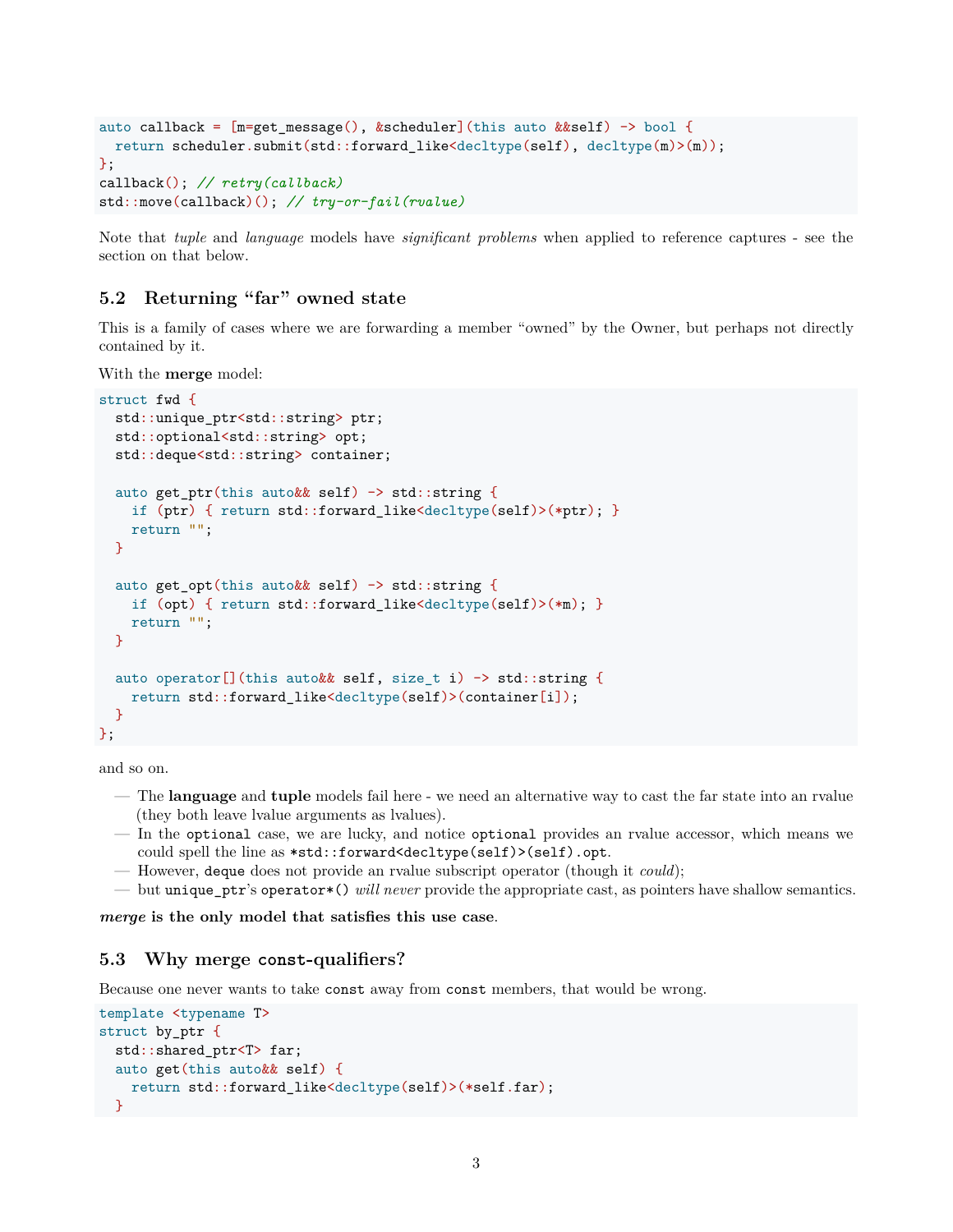```cpp
auto callback = [m=get_message(), &scheduler](this auto &&self) -> bool {
  return scheduler.submit(std::forward_like<decltype(self), decltype(m)>(m));
};
callback(); // retry(callback)
std::move(callback)(); // try-or-fail(rvalue)
```

Note that *tuple* and *language* models have *significant problems* when applied to reference captures - see the section on that below.

## 5.2 Returning "far" owned state

This is a family of cases where we are forwarding a member "owned" by the Owner, but perhaps not directly contained by it.

With the **merge** model:

```cpp
struct fwd {
  std::unique_ptr<std::string> ptr;
  std::optional<std::string> opt;
  std::deque<std::string> container;

  auto get_ptr(this auto&& self) -> std::string {
    if (ptr) { return std::forward_like<decltype(self)>(*ptr); }
    return "";
  }

  auto get_opt(this auto&& self) -> std::string {
    if (opt) { return std::forward_like<decltype(self)>(*m); }
    return "";
  }

  auto operator[](this auto&& self, size_t i) -> std::string {
    return std::forward_like<decltype(self)>(container[i]);
  }
};
```

and so on.

- The **language** and **tuple** models fail here - we need an alternative way to cast the far state into an rvalue (they both leave lvalue arguments as lvalues).
- In the `optional` case, we are lucky, and notice `optional` provides an rvalue accessor, which means we could spell the line as `*std::forward<decltype(self)>(self).opt`.
- However, `deque` does not provide an rvalue subscript operator (though it *could*);
- but `unique_ptr`'s `operator*()` *will never* provide the appropriate cast, as pointers have shallow semantics.

***merge* is the only model that satisfies this use case**.

## 5.3 Why merge `const`-qualifiers?

Because one never wants to take `const` away from `const` members, that would be wrong.

```cpp
template <typename T>
struct by_ptr {
  std::shared_ptr<T> far;
  auto get(this auto&& self) {
    return std::forward_like<decltype(self)>(*self.far);
  }
```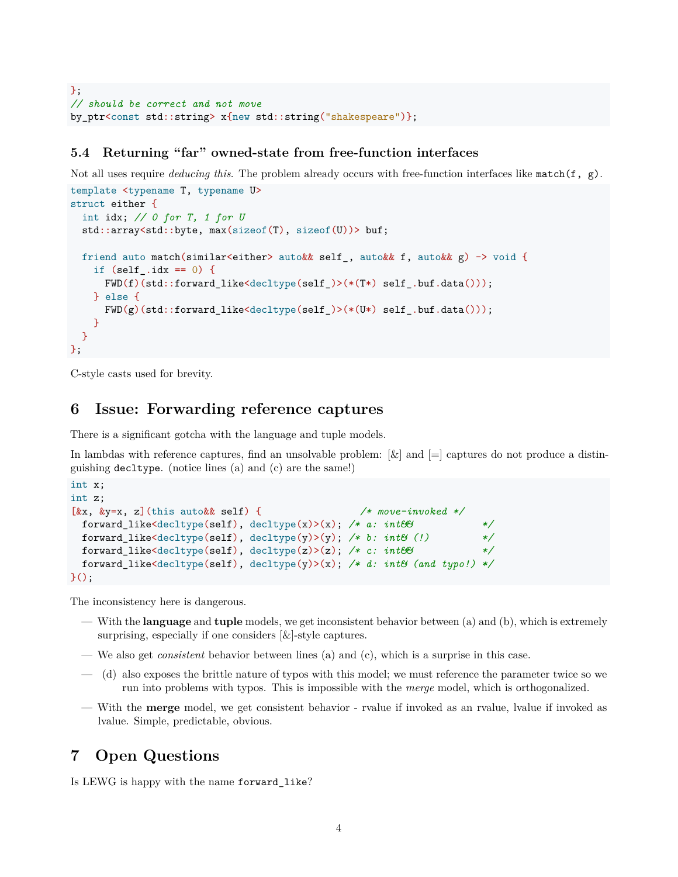```
};
// should be correct and not move
by_ptr<const std::string> x{new std::string("shakespeare")};
```

### 5.4 Returning "far" owned-state from free-function interfaces

Not all uses require *deducing this*. The problem already occurs with free-function interfaces like `match(f, g)`.

```
template <typename T, typename U>
struct either {
  int idx; // 0 for T, 1 for U
  std::array<std::byte, max(sizeof(T), sizeof(U))> buf;

  friend auto match(similar<either> auto&& self_, auto&& f, auto&& g) -> void {
    if (self_.idx == 0) {
      FWD(f)(std::forward_like<decltype(self_)>(*(T*) self_.buf.data()));
    } else {
      FWD(g)(std::forward_like<decltype(self_)>(*(U*) self_.buf.data()));
    }
  }
};
```

C-style casts used for brevity.

## 6 Issue: Forwarding reference captures

There is a significant gotcha with the language and tuple models.

In lambdas with reference captures, find an unsolvable problem: [&] and [=] captures do not produce a distinguishing `decltype`. (notice lines (a) and (c) are the same!)

```
int x;
int z;
[&x, &y=x, z](this auto&& self) {                 /* move-invoked */
  forward_like<decltype(self), decltype(x)>(x); /* a: int&&           */
  forward_like<decltype(self), decltype(y)>(y); /* b: int& (!)        */
  forward_like<decltype(self), decltype(z)>(z); /* c: int&&           */
  forward_like<decltype(self), decltype(y)>(x); /* d: int& (and typo!) */
}();
```

The inconsistency here is dangerous.

- With the **language** and **tuple** models, we get inconsistent behavior between (a) and (b), which is extremely surprising, especially if one considers [&]-style captures.
- We also get *consistent* behavior between lines (a) and (c), which is a surprise in this case.
- (d) also exposes the brittle nature of typos with this model; we must reference the parameter twice so we run into problems with typos. This is impossible with the *merge* model, which is orthogonalized.
- With the **merge** model, we get consistent behavior - rvalue if invoked as an rvalue, lvalue if invoked as lvalue. Simple, predictable, obvious.

## 7 Open Questions

Is LEWG is happy with the name `forward_like`?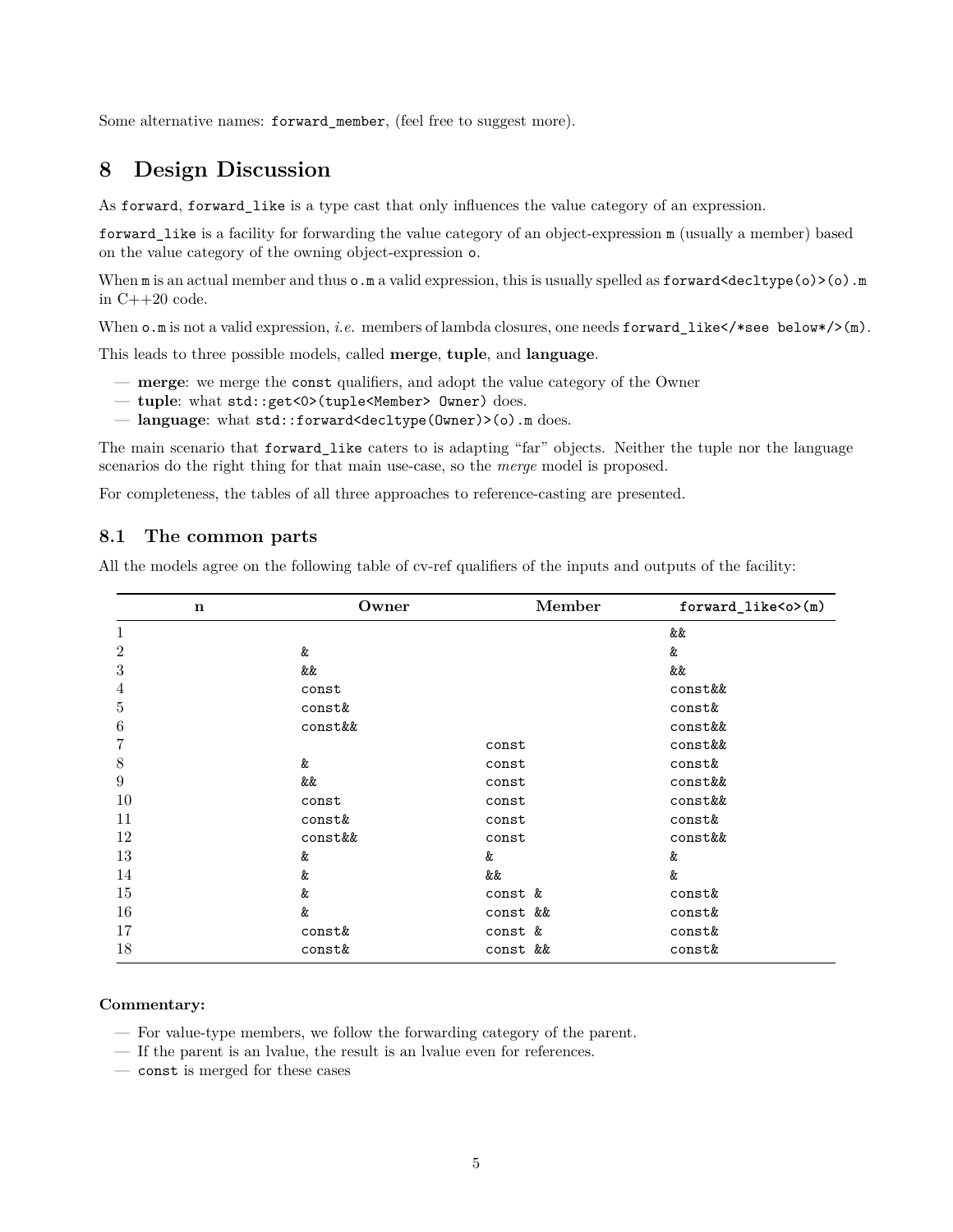Some alternative names: `forward_member`, (feel free to suggest more).

## 8 Design Discussion

As `forward`, `forward_like` is a type cast that only influences the value category of an expression.

`forward_like` is a facility for forwarding the value category of an object-expression `m` (usually a member) based on the value category of the owning object-expression `o`.

When `m` is an actual member and thus `o.m` a valid expression, this is usually spelled as `forward<decltype(o)>(o).m` in C++20 code.

When `o.m` is not a valid expression, *i.e.* members of lambda closures, one needs `forward_like</*see below*/>(m)`.

This leads to three possible models, called **merge**, **tuple**, and **language**.

- **merge**: we merge the `const` qualifiers, and adopt the value category of the Owner
- **tuple**: what `std::get<0>(tuple<Member> Owner)` does.
- **language**: what `std::forward<decltype(Owner)>(o).m` does.

The main scenario that `forward_like` caters to is adapting "far" objects. Neither the tuple nor the language scenarios do the right thing for that main use-case, so the *merge* model is proposed.

For completeness, the tables of all three approaches to reference-casting are presented.

### 8.1 The common parts

All the models agree on the following table of cv-ref qualifiers of the inputs and outputs of the facility:

| n | Owner | Member | `forward_like<o>(m)` |
|---|---|---|---|
| 1 | | | `&&` |
| 2 | `&` | | `&` |
| 3 | `&&` | | `&&` |
| 4 | `const` | | `const&&` |
| 5 | `const&` | | `const&` |
| 6 | `const&&` | | `const&&` |
| 7 | | `const` | `const&&` |
| 8 | `&` | `const` | `const&` |
| 9 | `&&` | `const` | `const&&` |
| 10 | `const` | `const` | `const&&` |
| 11 | `const&` | `const` | `const&` |
| 12 | `const&&` | `const` | `const&&` |
| 13 | `&` | `&` | `&` |
| 14 | `&` | `&&` | `&` |
| 15 | `&` | `const &` | `const&` |
| 16 | `&` | `const &&` | `const&` |
| 17 | `const&` | `const &` | `const&` |
| 18 | `const&` | `const &&` | `const&` |

**Commentary:**

- For value-type members, we follow the forwarding category of the parent.
- If the parent is an lvalue, the result is an lvalue even for references.
- `const` is merged for these cases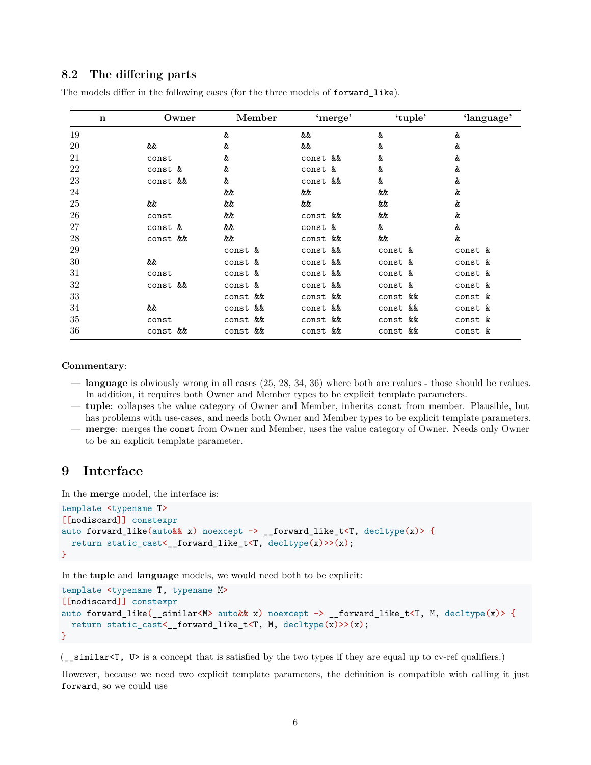### 8.2 The differing parts

The models differ in the following cases (for the three models of `forward_like`).

| n | Owner | Member | 'merge' | 'tuple' | 'language' |
|---|---|---|---|---|---|
| 19 | | `&` | `&&` | `&` | `&` |
| 20 | `&&` | `&` | `&&` | `&` | `&` |
| 21 | `const` | `&` | `const &&` | `&` | `&` |
| 22 | `const &` | `&` | `const &` | `&` | `&` |
| 23 | `const &&` | `&` | `const &&` | `&` | `&` |
| 24 | | `&&` | `&&` | `&&` | `&` |
| 25 | `&&` | `&&` | `&&` | `&&` | `&` |
| 26 | `const` | `&&` | `const &&` | `&&` | `&` |
| 27 | `const &` | `&&` | `const &` | `&` | `&` |
| 28 | `const &&` | `&&` | `const &&` | `&&` | `&` |
| 29 | | `const &` | `const &&` | `const &` | `const &` |
| 30 | `&&` | `const &` | `const &&` | `const &` | `const &` |
| 31 | `const` | `const &` | `const &&` | `const &` | `const &` |
| 32 | `const &&` | `const &` | `const &&` | `const &` | `const &` |
| 33 | | `const &&` | `const &&` | `const &&` | `const &` |
| 34 | `&&` | `const &&` | `const &&` | `const &&` | `const &` |
| 35 | `const` | `const &&` | `const &&` | `const &&` | `const &` |
| 36 | `const &&` | `const &&` | `const &&` | `const &&` | `const &` |

**Commentary**:

- **language** is obviously wrong in all cases (25, 28, 34, 36) where both are rvalues - those should be rvalues. In addition, it requires both Owner and Member types to be explicit template parameters.
- **tuple**: collapses the value category of Owner and Member, inherits `const` from member. Plausible, but has problems with use-cases, and needs both Owner and Member types to be explicit template parameters.
- **merge**: merges the `const` from Owner and Member, uses the value category of Owner. Needs only Owner to be an explicit template parameter.

# 9 Interface

In the **merge** model, the interface is:

```
template <typename T>
[[nodiscard]] constexpr
auto forward_like(auto&& x) noexcept -> __forward_like_t<T, decltype(x)> {
  return static_cast<__forward_like_t<T, decltype(x)>>(x);
}
```

In the **tuple** and **language** models, we would need both to be explicit:

```
template <typename T, typename M>
[[nodiscard]] constexpr
auto forward_like(__similar<M> auto&& x) noexcept -> __forward_like_t<T, M, decltype(x)> {
  return static_cast<__forward_like_t<T, M, decltype(x)>>(x);
}
```

(`__similar<T, U>` is a concept that is satisfied by the two types if they are equal up to cv-ref qualifiers.)

However, because we need two explicit template parameters, the definition is compatible with calling it just `forward`, so we could use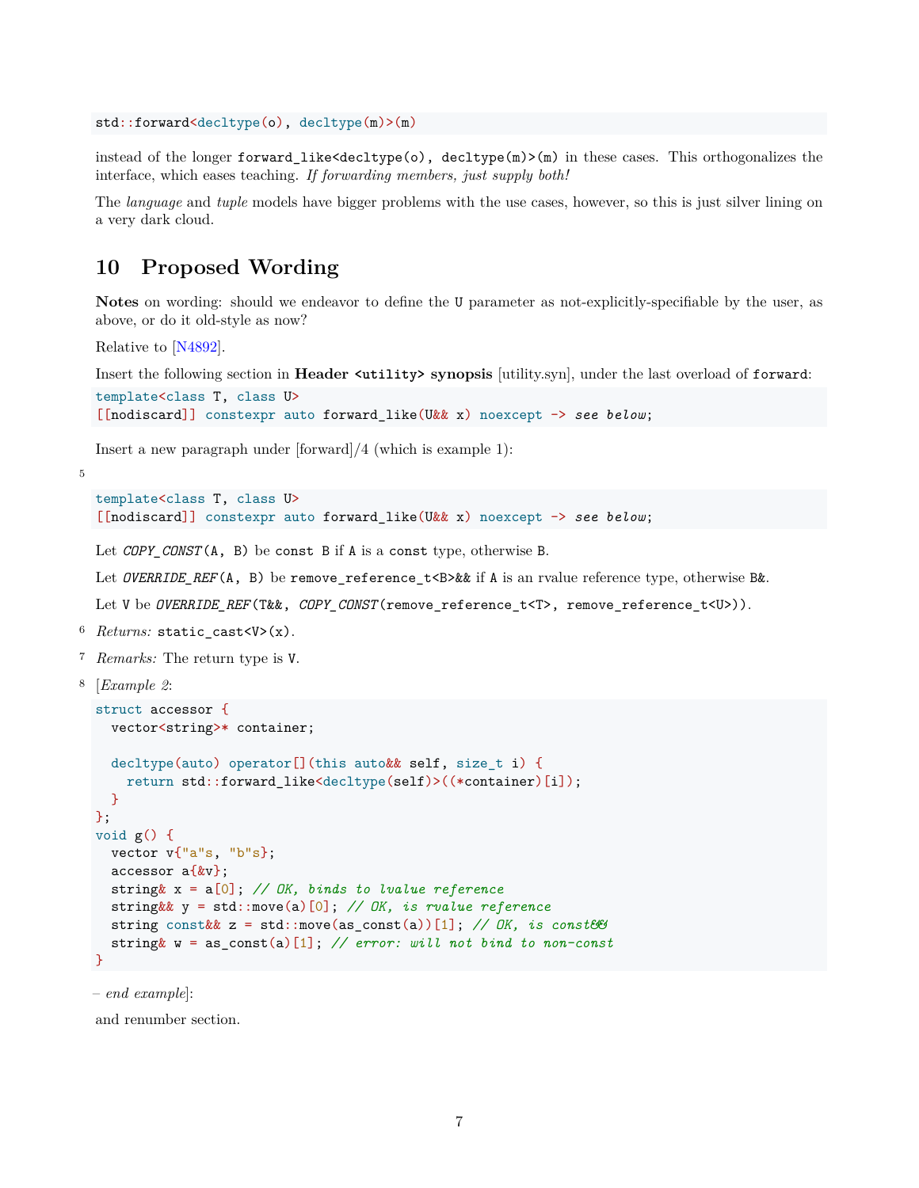```
std::forward<decltype(o), decltype(m)>(m)
```

instead of the longer `forward_like<decltype(o), decltype(m)>(m)` in these cases. This orthogonalizes the interface, which eases teaching. *If forwarding members, just supply both!*

The *language* and *tuple* models have bigger problems with the use cases, however, so this is just silver lining on a very dark cloud.

## 10 Proposed Wording

**Notes** on wording: should we endeavor to define the `U` parameter as not-explicitly-specifiable by the user, as above, or do it old-style as now?

Relative to [N4892].

Insert the following section in **Header `<utility>` synopsis** [utility.syn], under the last overload of `forward`:

```
template<class T, class U>
[[nodiscard]] constexpr auto forward_like(U&& x) noexcept -> see below;
```

Insert a new paragraph under [forward]/4 (which is example 1):

5

```
template<class T, class U>
[[nodiscard]] constexpr auto forward_like(U&& x) noexcept -> see below;
```

Let *`COPY_CONST`*`(A, B)` be `const B` if `A` is a `const` type, otherwise `B`.

Let *`OVERRIDE_REF`*`(A, B)` be `remove_reference_t<B>&&` if `A` is an rvalue reference type, otherwise `B&`.

Let `V` be *`OVERRIDE_REF`*`(T&&, `*`COPY_CONST`*`(remove_reference_t<T>, remove_reference_t<U>))`.

6 *Returns:* `static_cast<V>(x)`.

7 *Remarks:* The return type is `V`.

8 [*Example 2*:

```
struct accessor {
  vector<string>* container;

  decltype(auto) operator[](this auto&& self, size_t i) {
    return std::forward_like<decltype(self)>((*container)[i]);
  }
};
void g() {
  vector v{"a"s, "b"s};
  accessor a{&v};
  string& x = a[0]; // OK, binds to lvalue reference
  string&& y = std::move(a)[0]; // OK, is rvalue reference
  string const&& z = std::move(as_const(a))[1]; // OK, is const&&
  string& w = as_const(a)[1]; // error: will not bind to non-const
}
```

– *end example*]:

and renumber section.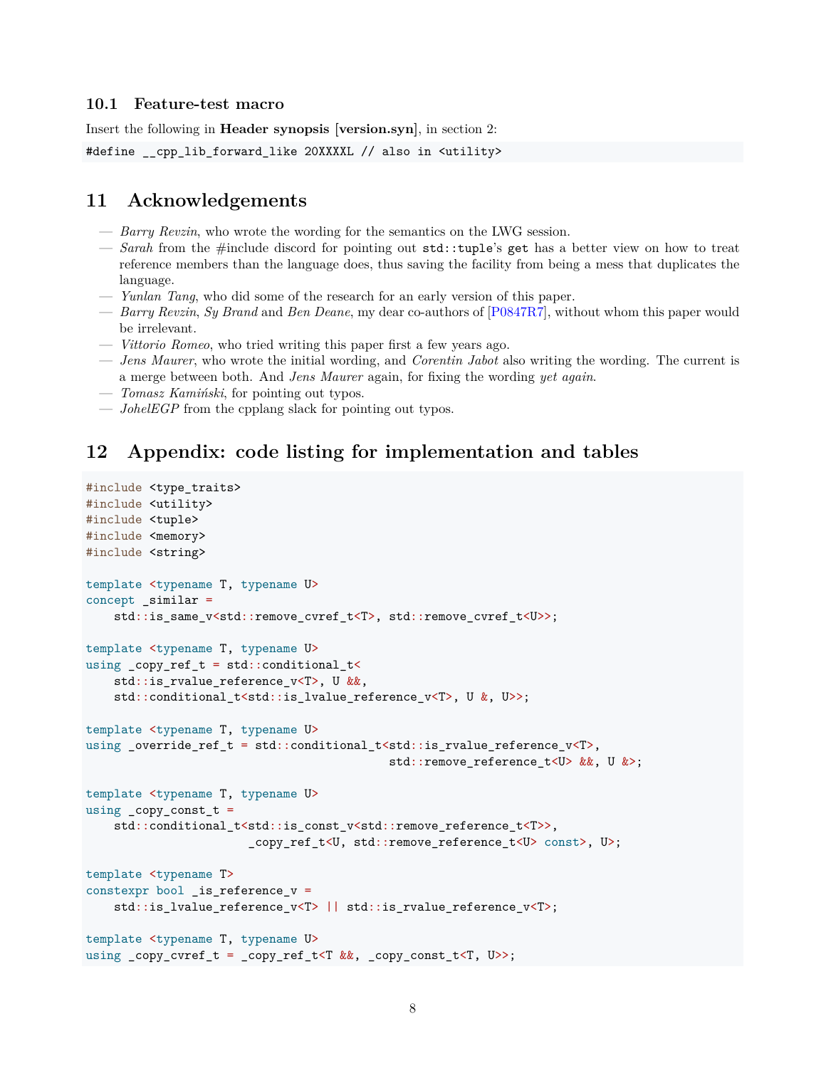### 10.1 Feature-test macro

Insert the following in **Header synopsis** [**version.syn**], in section 2:

```
#define __cpp_lib_forward_like 20XXXXL // also in <utility>
```

## 11 Acknowledgements

- *Barry Revzin*, who wrote the wording for the semantics on the LWG session.
- *Sarah* from the #include discord for pointing out `std::tuple`'s `get` has a better view on how to treat reference members than the language does, thus saving the facility from being a mess that duplicates the language.
- *Yunlan Tang*, who did some of the research for an early version of this paper.
- *Barry Revzin*, *Sy Brand* and *Ben Deane*, my dear co-authors of [P0847R7], without whom this paper would be irrelevant.
- *Vittorio Romeo*, who tried writing this paper first a few years ago.
- *Jens Maurer*, who wrote the initial wording, and *Corentin Jabot* also writing the wording. The current is a merge between both. And *Jens Maurer* again, for fixing the wording *yet again*.
- *Tomasz Kamiński*, for pointing out typos.
- *JohelEGP* from the cpplang slack for pointing out typos.

## 12 Appendix: code listing for implementation and tables

```
#include <type_traits>
#include <utility>
#include <tuple>
#include <memory>
#include <string>

template <typename T, typename U>
concept _similar =
    std::is_same_v<std::remove_cvref_t<T>, std::remove_cvref_t<U>>;

template <typename T, typename U>
using _copy_ref_t = std::conditional_t<
    std::is_rvalue_reference_v<T>, U &&,
    std::conditional_t<std::is_lvalue_reference_v<T>, U &, U>>;

template <typename T, typename U>
using _override_ref_t = std::conditional_t<std::is_rvalue_reference_v<T>,
                                           std::remove_reference_t<U> &&, U &>;

template <typename T, typename U>
using _copy_const_t =
    std::conditional_t<std::is_const_v<std::remove_reference_t<T>>,
                       _copy_ref_t<U, std::remove_reference_t<U> const>, U>;

template <typename T>
constexpr bool _is_reference_v =
    std::is_lvalue_reference_v<T> || std::is_rvalue_reference_v<T>;

template <typename T, typename U>
using _copy_cvref_t = _copy_ref_t<T &&, _copy_const_t<T, U>>;
```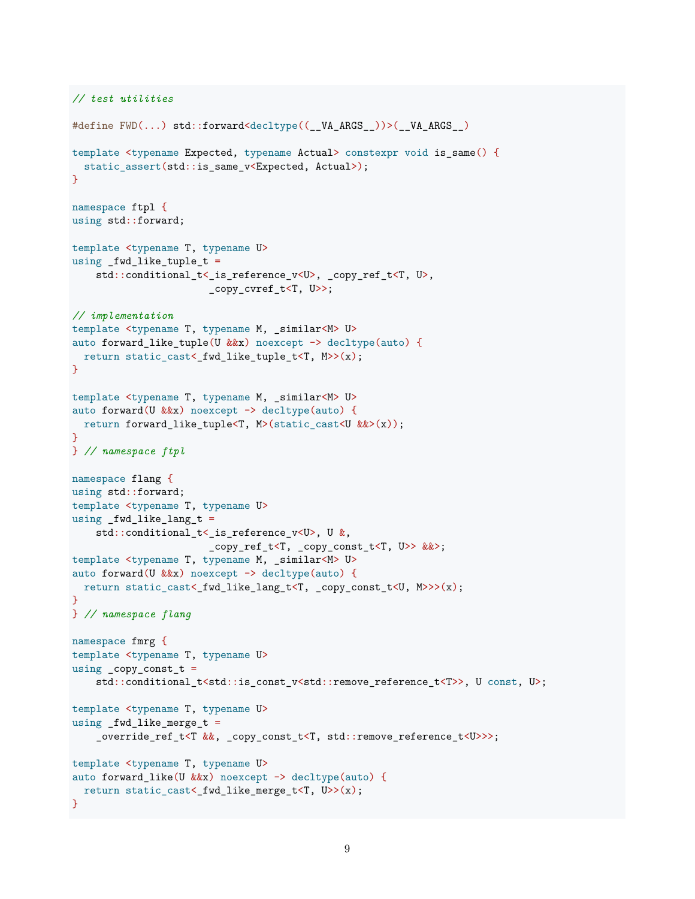```cpp
// test utilities

#define FWD(...) std::forward<decltype((__VA_ARGS__))>(__VA_ARGS__)

template <typename Expected, typename Actual> constexpr void is_same() {
  static_assert(std::is_same_v<Expected, Actual>);
}

namespace ftpl {
using std::forward;

template <typename T, typename U>
using _fwd_like_tuple_t =
    std::conditional_t<_is_reference_v<U>, _copy_ref_t<T, U>,
                       _copy_cvref_t<T, U>>;

// implementation
template <typename T, typename M, _similar<M> U>
auto forward_like_tuple(U &&x) noexcept -> decltype(auto) {
  return static_cast<_fwd_like_tuple_t<T, M>>(x);
}

template <typename T, typename M, _similar<M> U>
auto forward(U &&x) noexcept -> decltype(auto) {
  return forward_like_tuple<T, M>(static_cast<U &&>(x));
}
} // namespace ftpl

namespace flang {
using std::forward;
template <typename T, typename U>
using _fwd_like_lang_t =
    std::conditional_t<_is_reference_v<U>, U &,
                       _copy_ref_t<T, _copy_const_t<T, U>> &&>;
template <typename T, typename M, _similar<M> U>
auto forward(U &&x) noexcept -> decltype(auto) {
  return static_cast<_fwd_like_lang_t<T, _copy_const_t<U, M>>>(x);
}
} // namespace flang

namespace fmrg {
template <typename T, typename U>
using _copy_const_t =
    std::conditional_t<std::is_const_v<std::remove_reference_t<T>>, U const, U>;

template <typename T, typename U>
using _fwd_like_merge_t =
    _override_ref_t<T &&, _copy_const_t<T, std::remove_reference_t<U>>>;

template <typename T, typename U>
auto forward_like(U &&x) noexcept -> decltype(auto) {
  return static_cast<_fwd_like_merge_t<T, U>>(x);
}
```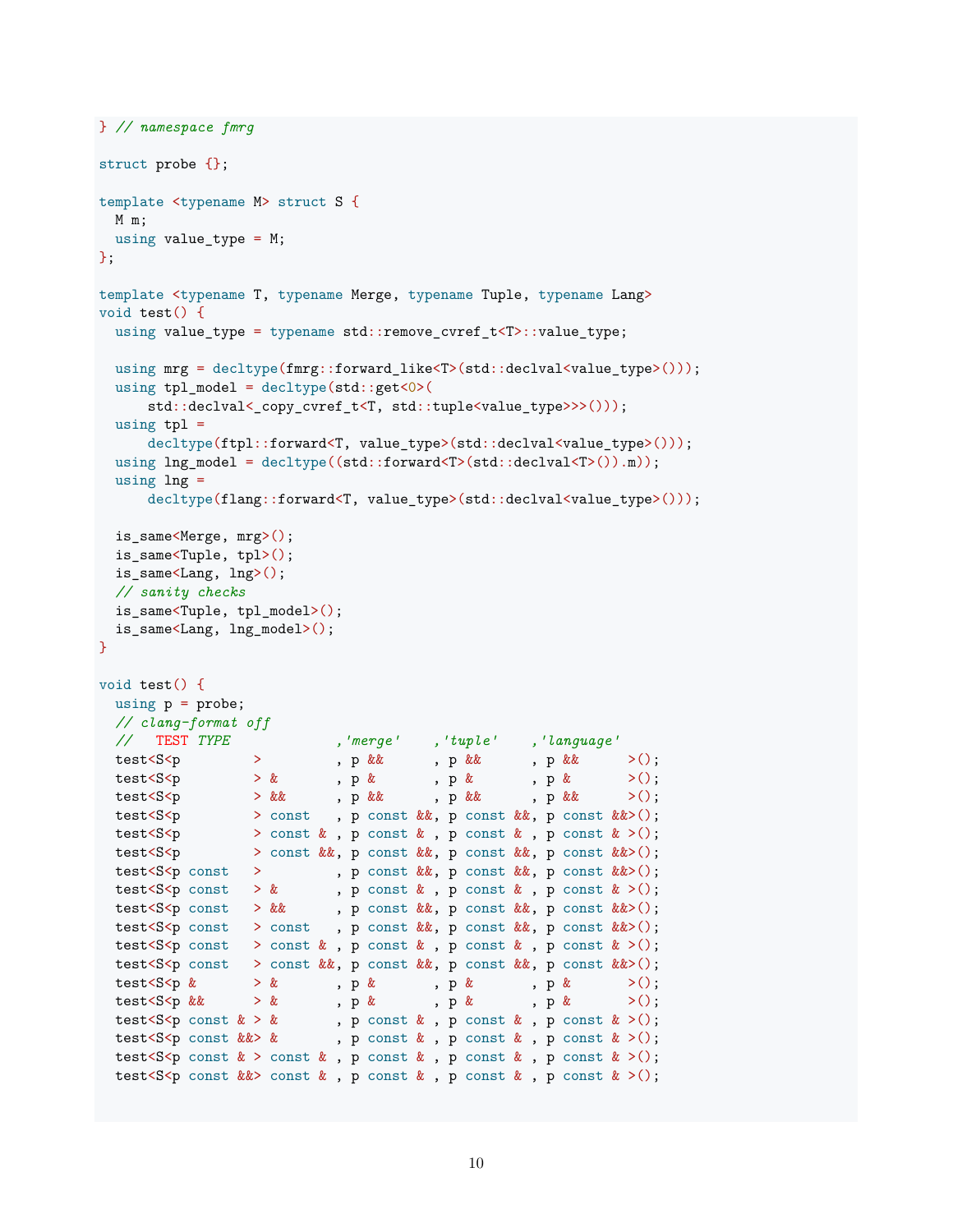```
} // namespace fmrg

struct probe {};

template <typename M> struct S {
  M m;
  using value_type = M;
};

template <typename T, typename Merge, typename Tuple, typename Lang>
void test() {
  using value_type = typename std::remove_cvref_t<T>::value_type;

  using mrg = decltype(fmrg::forward_like<T>(std::declval<value_type>()));
  using tpl_model = decltype(std::get<0>(
      std::declval<_copy_cvref_t<T, std::tuple<value_type>>>()));
  using tpl =
      decltype(ftpl::forward<T, value_type>(std::declval<value_type>()));
  using lng_model = decltype((std::forward<T>(std::declval<T>()).m));
  using lng =
      decltype(flang::forward<T, value_type>(std::declval<value_type>()));

  is_same<Merge, mrg>();
  is_same<Tuple, tpl>();
  is_same<Lang, lng>();
  // sanity checks
  is_same<Tuple, tpl_model>();
  is_same<Lang, lng_model>();
}

void test() {
  using p = probe;
  // clang-format off
  //   TEST TYPE             ,'merge'    ,'tuple'    ,'language'
  test<S<p         >         , p &&      , p &&      , p &&      >();
  test<S<p         > &       , p &       , p &       , p &       >();
  test<S<p         > &&      , p &&      , p &&      , p &&      >();
  test<S<p         > const   , p const &&, p const &&, p const &&>();
  test<S<p         > const & , p const & , p const & , p const & >();
  test<S<p         > const &&, p const &&, p const &&, p const &&>();
  test<S<p const   >         , p const &&, p const &&, p const &&>();
  test<S<p const   > &       , p const & , p const & , p const & >();
  test<S<p const   > &&      , p const &&, p const &&, p const &&>();
  test<S<p const   > const   , p const &&, p const &&, p const &&>();
  test<S<p const   > const & , p const & , p const & , p const & >();
  test<S<p const   > const &&, p const &&, p const &&, p const &&>();
  test<S<p &       > &       , p &       , p &       , p &       >();
  test<S<p &&      > &       , p &       , p &       , p &       >();
  test<S<p const & > &       , p const & , p const & , p const & >();
  test<S<p const &&> &       , p const & , p const & , p const & >();
  test<S<p const & > const & , p const & , p const & , p const & >();
  test<S<p const &&> const & , p const & , p const & , p const & >();
```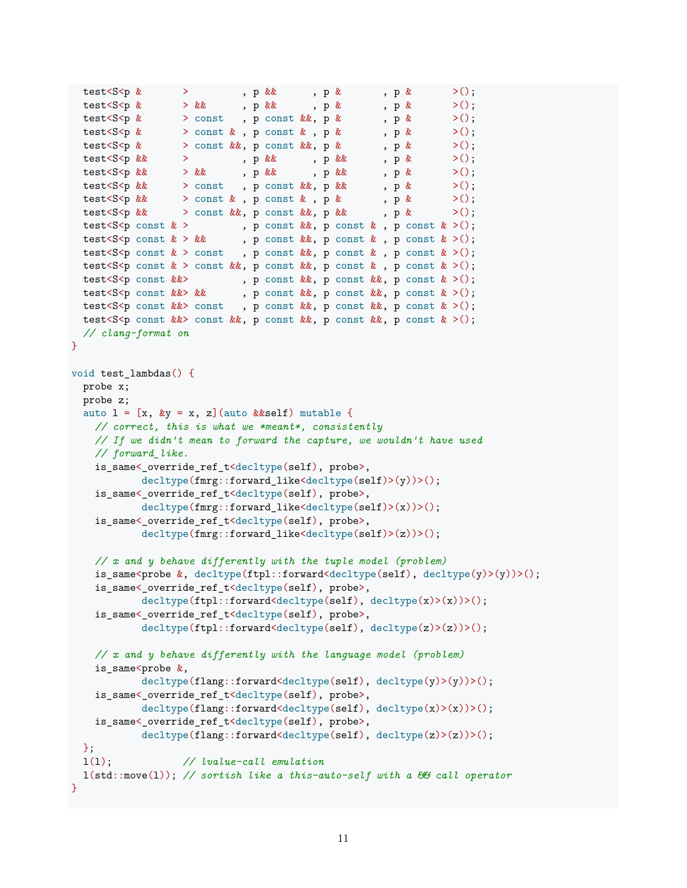```
  test<S<p &       >         , p &&      , p &       , p &       >();
  test<S<p &       > &&      , p &&      , p &       , p &       >();
  test<S<p &       > const   , p const &&, p &       , p &       >();
  test<S<p &       > const & , p const & , p &       , p &       >();
  test<S<p &       > const &&, p const &&, p &       , p &       >();
  test<S<p &&      >         , p &&      , p &&      , p &       >();
  test<S<p &&      > &&      , p &&      , p &&      , p &       >();
  test<S<p &&      > const   , p const &&, p &&      , p &       >();
  test<S<p &&      > const & , p const & , p &       , p &       >();
  test<S<p &&      > const &&, p const &&, p &&      , p &       >();
  test<S<p const & >         , p const &&, p const & , p const & >();
  test<S<p const & > &&      , p const &&, p const & , p const & >();
  test<S<p const & > const   , p const &&, p const & , p const & >();
  test<S<p const & > const &&, p const &&, p const & , p const & >();
  test<S<p const &&>         , p const &&, p const &&, p const & >();
  test<S<p const &&> &&      , p const &&, p const &&, p const & >();
  test<S<p const &&> const   , p const &&, p const &&, p const & >();
  test<S<p const &&> const &&, p const &&, p const &&, p const & >();
  // clang-format on
}

void test_lambdas() {
  probe x;
  probe z;
  auto l = [x, &y = x, z](auto &&self) mutable {
    // correct, this is what we *meant*, consistently
    // If we didn't mean to forward the capture, we wouldn't have used
    // forward_like.
    is_same<_override_ref_t<decltype(self), probe>,
            decltype(fmrg::forward_like<decltype(self)>(y))>();
    is_same<_override_ref_t<decltype(self), probe>,
            decltype(fmrg::forward_like<decltype(self)>(x))>();
    is_same<_override_ref_t<decltype(self), probe>,
            decltype(fmrg::forward_like<decltype(self)>(z))>();

    // x and y behave differently with the tuple model (problem)
    is_same<probe &, decltype(ftpl::forward<decltype(self), decltype(y)>(y))>();
    is_same<_override_ref_t<decltype(self), probe>,
            decltype(ftpl::forward<decltype(self), decltype(x)>(x))>();
    is_same<_override_ref_t<decltype(self), probe>,
            decltype(ftpl::forward<decltype(self), decltype(z)>(z))>();

    // x and y behave differently with the language model (problem)
    is_same<probe &,
            decltype(flang::forward<decltype(self), decltype(y)>(y))>();
    is_same<_override_ref_t<decltype(self), probe>,
            decltype(flang::forward<decltype(self), decltype(x)>(x))>();
    is_same<_override_ref_t<decltype(self), probe>,
            decltype(flang::forward<decltype(self), decltype(z)>(z))>();
  };
  l(l);            // lvalue-call emulation
  l(std::move(l)); // sortish like a this-auto-self with a && call operator
}
```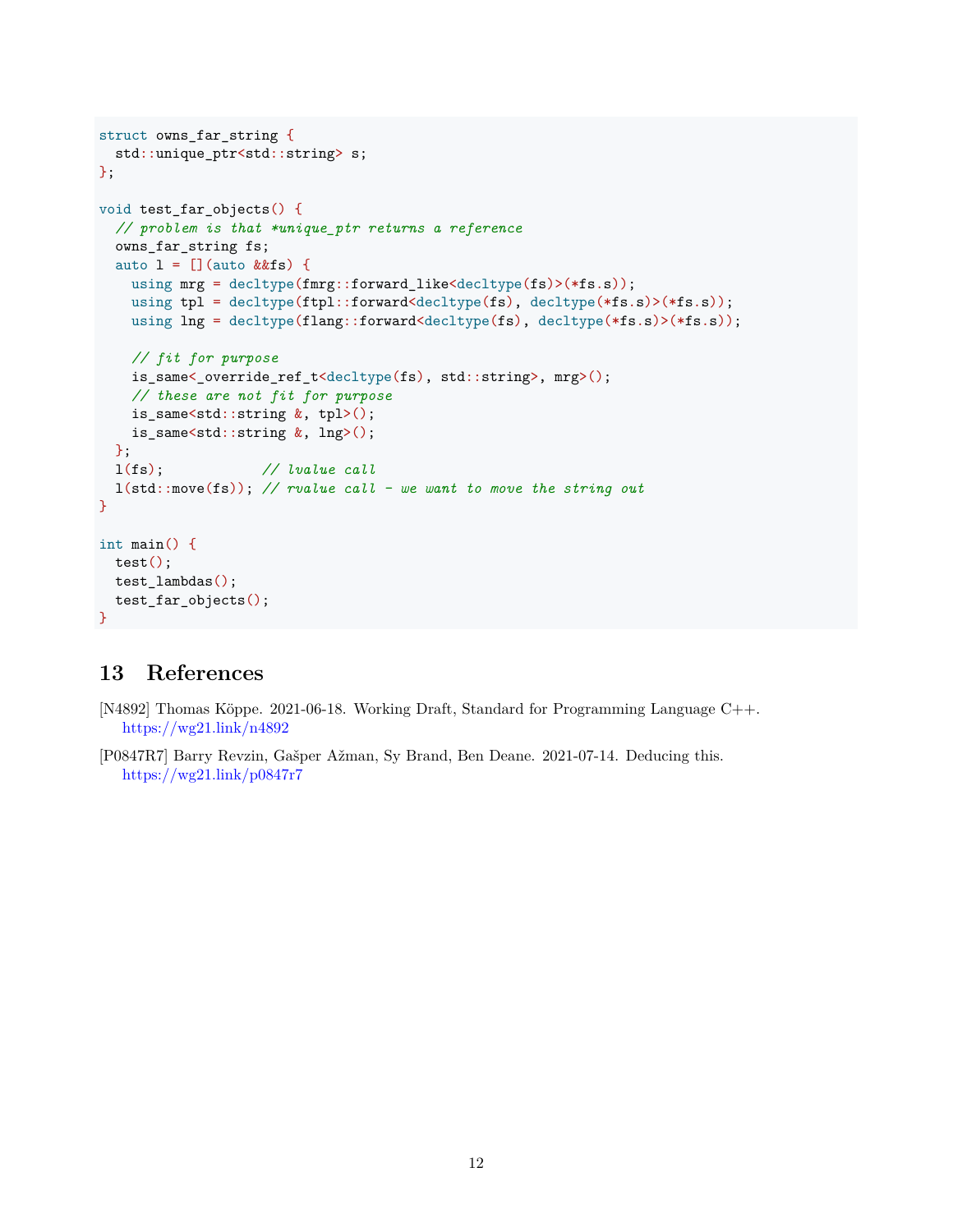```
struct owns_far_string {
  std::unique_ptr<std::string> s;
};

void test_far_objects() {
  // problem is that *unique_ptr returns a reference
  owns_far_string fs;
  auto l = [](auto &&fs) {
    using mrg = decltype(fmrg::forward_like<decltype(fs)>(*fs.s));
    using tpl = decltype(ftpl::forward<decltype(fs), decltype(*fs.s)>(*fs.s));
    using lng = decltype(flang::forward<decltype(fs), decltype(*fs.s)>(*fs.s));

    // fit for purpose
    is_same<_override_ref_t<decltype(fs), std::string>, mrg>();
    // these are not fit for purpose
    is_same<std::string &, tpl>();
    is_same<std::string &, lng>();
  };
  l(fs);            // lvalue call
  l(std::move(fs)); // rvalue call - we want to move the string out
}

int main() {
  test();
  test_lambdas();
  test_far_objects();
}
```

## 13 References

[N4892] Thomas Köppe. 2021-06-18. Working Draft, Standard for Programming Language C++.
https://wg21.link/n4892

[P0847R7] Barry Revzin, Gašper Ažman, Sy Brand, Ben Deane. 2021-07-14. Deducing this.
https://wg21.link/p0847r7